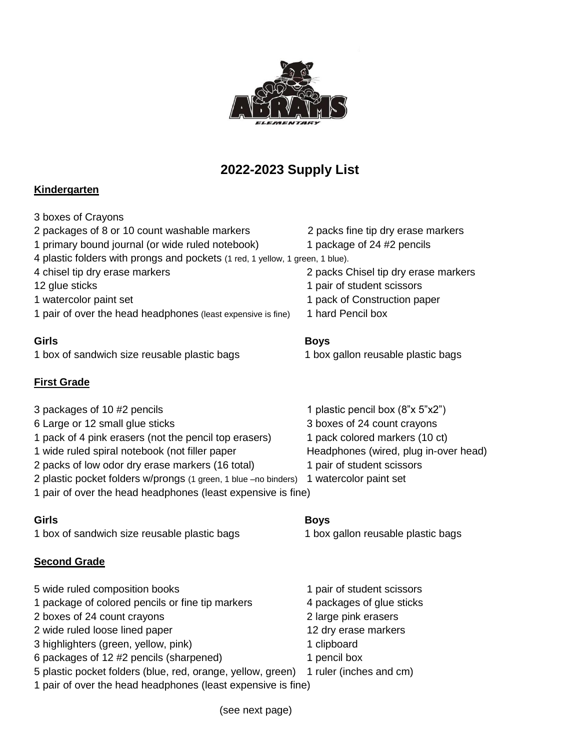# 2022-2023 Supply List

## Kindergarten

3 boxes of Crayons
2 packages of 8 or 10 count washable markers
1 primary bound journal (or wide ruled notebook)
4 plastic folders with prongs and pockets (1 red, 1 yellow, 1 green, 1 blue).
4 chisel tip dry erase markers
12 glue sticks
1 watercolor paint set
1 pair of over the head headphones (least expensive is fine)
2 packs fine tip dry erase markers
1 package of 24 #2 pencils
2 packs Chisel tip dry erase markers
1 pair of student scissors
1 pack of Construction paper
1 hard Pencil box

**Girls**
1 box of sandwich size reusable plastic bags

**Boys**
1 box gallon reusable plastic bags

## First Grade

3 packages of 10 #2 pencils
6 Large or 12 small glue sticks
1 pack of 4 pink erasers (not the pencil top erasers)
1 wide ruled spiral notebook (not filler paper
2 packs of low odor dry erase markers (16 total)
2 plastic pocket folders w/prongs (1 green, 1 blue –no binders)
1 pair of over the head headphones (least expensive is fine)
1 plastic pencil box (8"x 5"x2")
3 boxes of 24 count crayons
1 pack colored markers (10 ct)
Headphones (wired, plug in-over head)
1 pair of student scissors
1 watercolor paint set

**Girls**
1 box of sandwich size reusable plastic bags

**Boys**
1 box gallon reusable plastic bags

## Second Grade

5 wide ruled composition books
1 package of colored pencils or fine tip markers
2 boxes of 24 count crayons
2 wide ruled loose lined paper
3 highlighters (green, yellow, pink)
6 packages of 12 #2 pencils (sharpened)
5 plastic pocket folders (blue, red, orange, yellow, green)
1 pair of over the head headphones (least expensive is fine)
1 pair of student scissors
4 packages of glue sticks
2 large pink erasers
12 dry erase markers
1 clipboard
1 pencil box
1 ruler (inches and cm)

(see next page)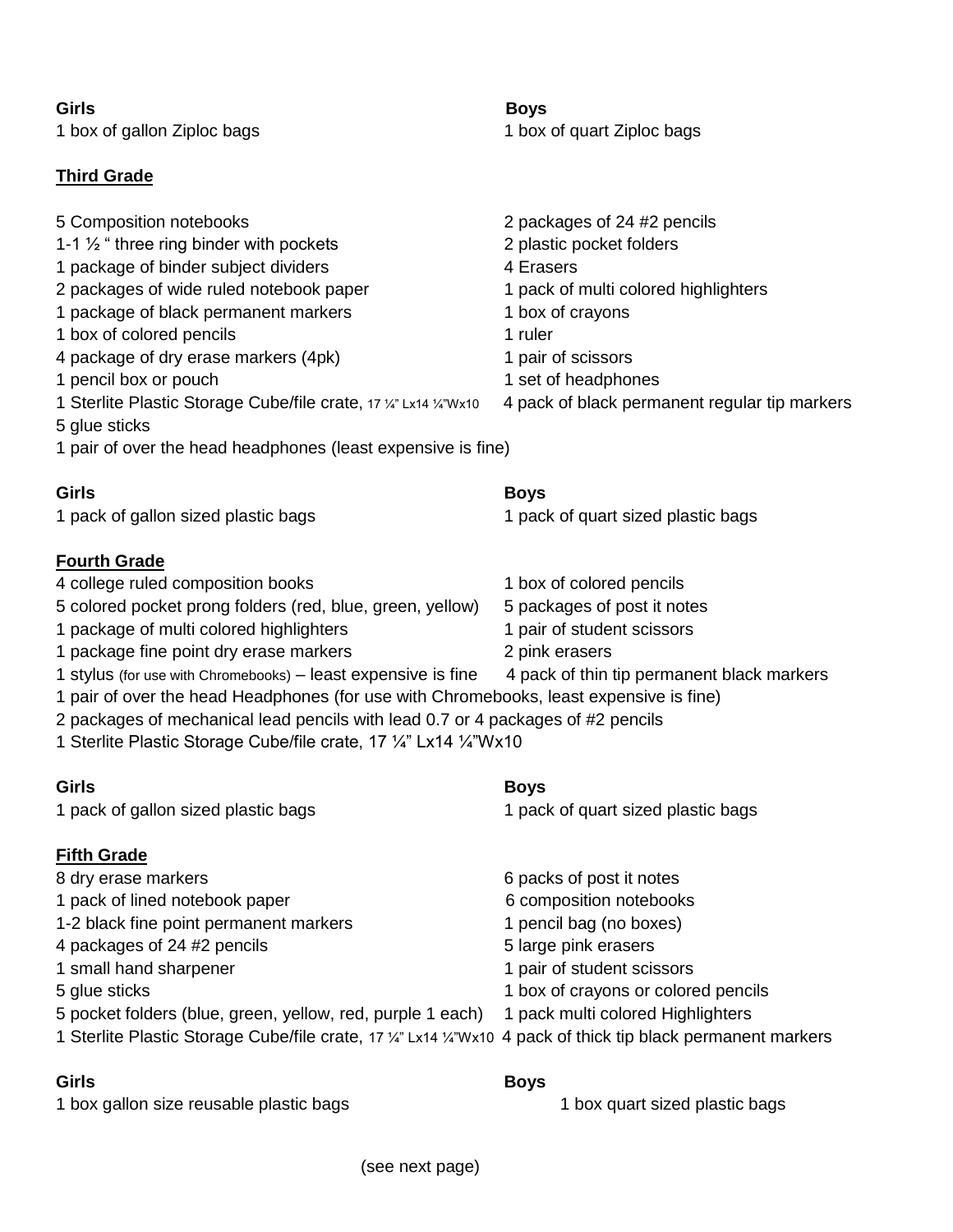**Girls**

1 box of gallon Ziploc bags

**Boys**

1 box of quart Ziploc bags

## Third Grade

- 5 Composition notebooks
- 1-1 ½ " three ring binder with pockets
- 1 package of binder subject dividers
- 2 packages of wide ruled notebook paper
- 1 package of black permanent markers
- 1 box of colored pencils
- 4 package of dry erase markers (4pk)
- 1 pencil box or pouch
- 1 Sterlite Plastic Storage Cube/file crate, 17 ¼" Lx14 ¼"Wx10
- 5 glue sticks
- 1 pair of over the head headphones (least expensive is fine)
- 2 packages of 24 #2 pencils
- 2 plastic pocket folders
- 4 Erasers
- 1 pack of multi colored highlighters
- 1 box of crayons
- 1 ruler
- 1 pair of scissors
- 1 set of headphones
- 4 pack of black permanent regular tip markers

**Girls**

1 pack of gallon sized plastic bags

**Boys**

1 pack of quart sized plastic bags

## Fourth Grade

- 4 college ruled composition books
- 5 colored pocket prong folders (red, blue, green, yellow)
- 1 package of multi colored highlighters
- 1 package fine point dry erase markers
- 1 stylus (for use with Chromebooks) – least expensive is fine
- 1 box of colored pencils
- 5 packages of post it notes
- 1 pair of student scissors
- 2 pink erasers
- 4 pack of thin tip permanent black markers
- 1 pair of over the head Headphones (for use with Chromebooks, least expensive is fine)
- 2 packages of mechanical lead pencils with lead 0.7 or 4 packages of #2 pencils
- 1 Sterlite Plastic Storage Cube/file crate, 17 ¼" Lx14 ¼"Wx10

**Girls**

1 pack of gallon sized plastic bags

**Boys**

1 pack of quart sized plastic bags

## Fifth Grade

- 8 dry erase markers
- 1 pack of lined notebook paper
- 1-2 black fine point permanent markers
- 4 packages of 24 #2 pencils
- 1 small hand sharpener
- 5 glue sticks
- 5 pocket folders (blue, green, yellow, red, purple 1 each)
- 1 Sterlite Plastic Storage Cube/file crate, 17 ¼" Lx14 ¼"Wx10
- 6 packs of post it notes
- 6 composition notebooks
- 1 pencil bag (no boxes)
- 5 large pink erasers
- 1 pair of student scissors
- 1 box of crayons or colored pencils
- 1 pack multi colored Highlighters
- 4 pack of thick tip black permanent markers

**Girls**

1 box gallon size reusable plastic bags

**Boys**

1 box quart sized plastic bags

(see next page)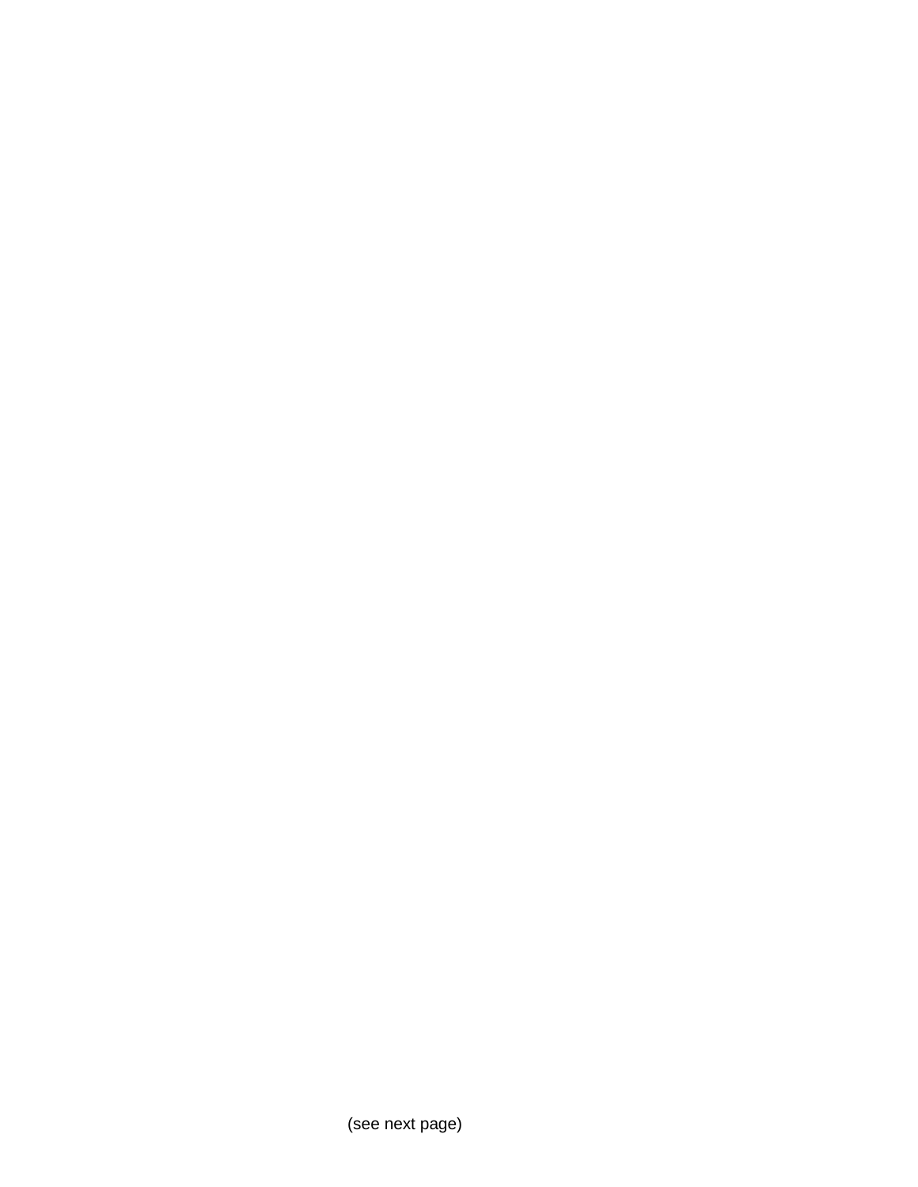(see next page)